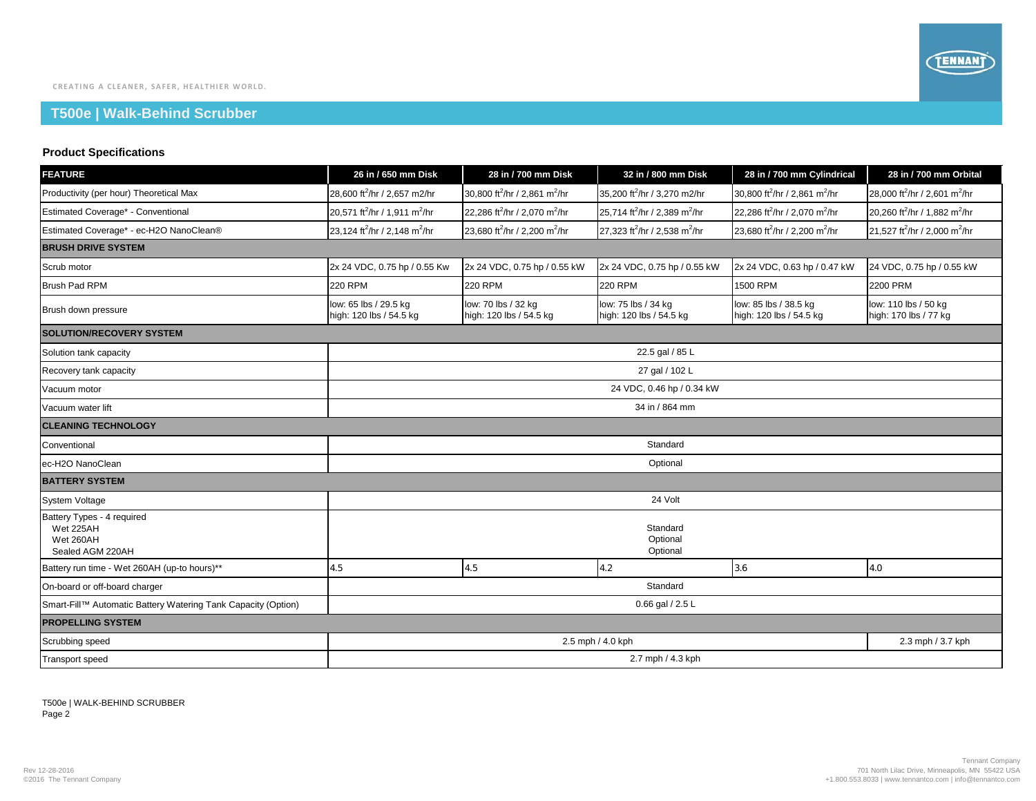CREATING A CLEANER, SAFER, HEALTHIER WORLD.

# T500e | Walk-Behind Scrubber

## Product Specifications

| FEATURE | 26 in / 650 mm Disk | 28 in / 700 mm Disk | 32 in / 800 mm Disk | 28 in / 700 mm Cylindrical | 28 in / 700 mm Orbital |
|---|---|---|---|---|---|
| Productivity (per hour) Theoretical Max | 28,600 $ft^2$/hr / 2,657 m2/hr | 30,800 $ft^2$/hr / 2,861 $m^2$/hr | 35,200 $ft^2$/hr / 3,270 m2/hr | 30,800 $ft^2$/hr / 2,861 $m^2$/hr | 28,000 $ft^2$/hr / 2,601 $m^2$/hr |
| Estimated Coverage* - Conventional | 20,571 $ft^2$/hr / 1,911 $m^2$/hr | 22,286 $ft^2$/hr / 2,070 $m^2$/hr | 25,714 $ft^2$/hr / 2,389 $m^2$/hr | 22,286 $ft^2$/hr / 2,070 $m^2$/hr | 20,260 $ft^2$/hr / 1,882 $m^2$/hr |
| Estimated Coverage* - ec-H2O NanoClean® | 23,124 $ft^2$/hr / 2,148 $m^2$/hr | 23,680 $ft^2$/hr / 2,200 $m^2$/hr | 27,323 $ft^2$/hr / 2,538 $m^2$/hr | 23,680 $ft^2$/hr / 2,200 $m^2$/hr | 21,527 $ft^2$/hr / 2,000 $m^2$/hr |
| **BRUSH DRIVE SYSTEM** | | | | | |
| Scrub motor | 2x 24 VDC, 0.75 hp / 0.55 Kw | 2x 24 VDC, 0.75 hp / 0.55 kW | 2x 24 VDC, 0.75 hp / 0.55 kW | 2x 24 VDC, 0.63 hp / 0.47 kW | 24 VDC, 0.75 hp / 0.55 kW |
| Brush Pad RPM | 220 RPM | 220 RPM | 220 RPM | 1500 RPM | 2200 PRM |
| Brush down pressure | low: 65 lbs / 29.5 kg<br>high: 120 lbs / 54.5 kg | low: 70 lbs / 32 kg<br>high: 120 lbs / 54.5 kg | low: 75 lbs / 34 kg<br>high: 120 lbs / 54.5 kg | low: 85 lbs / 38.5 kg<br>high: 120 lbs / 54.5 kg | low: 110 lbs / 50 kg<br>high: 170 lbs / 77 kg |
| **SOLUTION/RECOVERY SYSTEM** | | | | | |
| Solution tank capacity | 22.5 gal / 85 L | | | | |
| Recovery tank capacity | 27 gal / 102 L | | | | |
| Vacuum motor | 24 VDC, 0.46 hp / 0.34 kW | | | | |
| Vacuum water lift | 34 in / 864 mm | | | | |
| **CLEANING TECHNOLOGY** | | | | | |
| Conventional | Standard | | | | |
| ec-H2O NanoClean | Optional | | | | |
| **BATTERY SYSTEM** | | | | | |
| System Voltage | 24 Volt | | | | |
| Battery Types - 4 required<br>Wet 225AH<br>Wet 260AH<br>Sealed AGM 220AH | <br>Standard<br>Optional<br>Optional | | | | |
| Battery run time - Wet 260AH (up-to hours)** | 4.5 | 4.5 | 4.2 | 3.6 | 4.0 |
| On-board or off-board charger | Standard | | | | |
| Smart-Fill™ Automatic Battery Watering Tank Capacity (Option) | 0.66 gal / 2.5 L | | | | |
| **PROPELLING SYSTEM** | | | | | |
| Scrubbing speed | 2.5 mph / 4.0 kph | | | | 2.3 mph / 3.7 kph |
| Transport speed | 2.7 mph / 4.3 kph | | | | |

T500e | WALK-BEHIND SCRUBBER
Page 2

Rev 12-28-2016
©2016 The Tennant Company

Tennant Company
701 North Lilac Drive, Minneapolis, MN 55422 USA
+1.800.553.8033 | www.tennantco.com | info@tennantco.com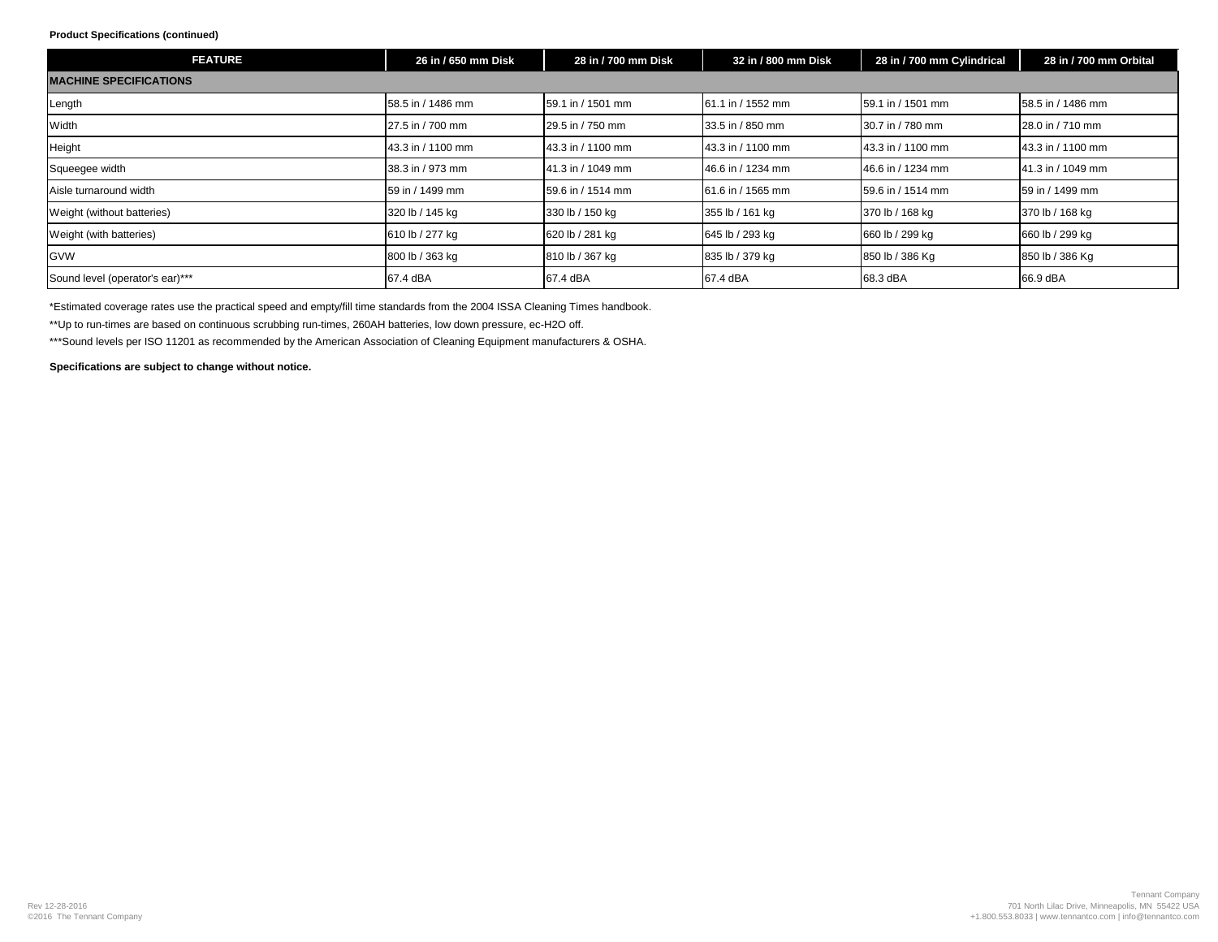**Product Specifications (continued)**

| FEATURE | 26 in / 650 mm Disk | 28 in / 700 mm Disk | 32 in / 800 mm Disk | 28 in / 700 mm Cylindrical | 28 in / 700 mm Orbital |
|---|---|---|---|---|---|
| **MACHINE SPECIFICATIONS** | | | | | |
| Length | 58.5 in / 1486 mm | 59.1 in / 1501 mm | 61.1 in / 1552 mm | 59.1 in / 1501 mm | 58.5 in / 1486 mm |
| Width | 27.5 in / 700 mm | 29.5 in / 750 mm | 33.5 in / 850 mm | 30.7 in / 780 mm | 28.0 in / 710 mm |
| Height | 43.3 in / 1100 mm | 43.3 in / 1100 mm | 43.3 in / 1100 mm | 43.3 in / 1100 mm | 43.3 in / 1100 mm |
| Squeegee width | 38.3 in / 973 mm | 41.3 in / 1049 mm | 46.6 in / 1234 mm | 46.6 in / 1234 mm | 41.3 in / 1049 mm |
| Aisle turnaround width | 59 in / 1499 mm | 59.6 in / 1514 mm | 61.6 in / 1565 mm | 59.6 in / 1514 mm | 59 in / 1499 mm |
| Weight (without batteries) | 320 lb / 145 kg | 330 lb / 150 kg | 355 lb / 161 kg | 370 lb / 168 kg | 370 lb / 168 kg |
| Weight (with batteries) | 610 lb / 277 kg | 620 lb / 281 kg | 645 lb / 293 kg | 660 lb / 299 kg | 660 lb / 299 kg |
| GVW | 800 lb / 363 kg | 810 lb / 367 kg | 835 lb / 379 kg | 850 lb / 386 Kg | 850 lb / 386 Kg |
| Sound level (operator's ear)*** | 67.4 dBA | 67.4 dBA | 67.4 dBA | 68.3 dBA | 66.9 dBA |

*Estimated coverage rates use the practical speed and empty/fill time standards from the 2004 ISSA Cleaning Times handbook.

**Up to run-times are based on continuous scrubbing run-times, 260AH batteries, low down pressure, ec-H2O off.

***Sound levels per ISO 11201 as recommended by the American Association of Cleaning Equipment manufacturers & OSHA.

**Specifications are subject to change without notice.**

Rev 12-28-2016
©2016 The Tennant Company

Tennant Company
701 North Lilac Drive, Minneapolis, MN 55422 USA
+1.800.553.8033 | www.tennantco.com | info@tennantco.com